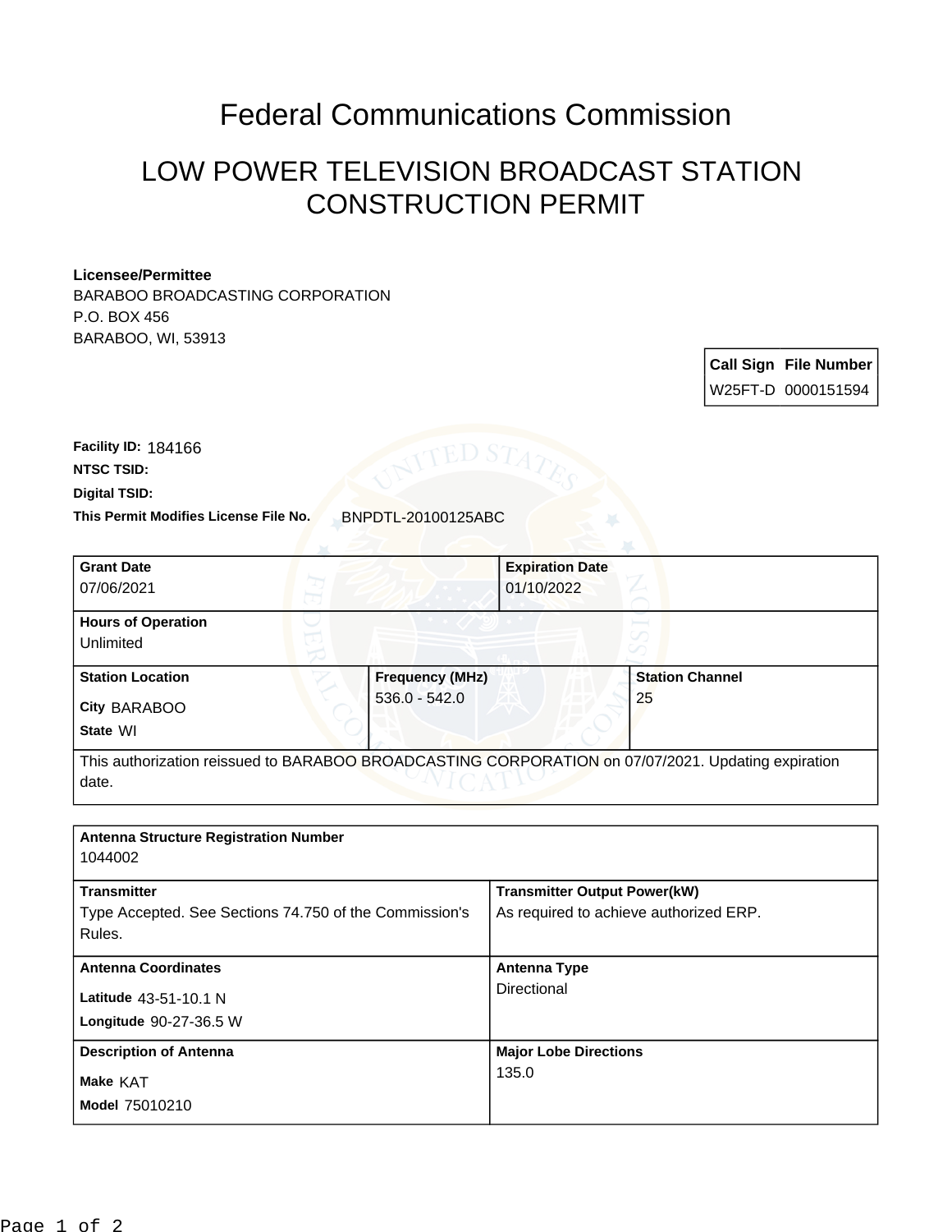# Federal Communications Commission

## LOW POWER TELEVISION BROADCAST STATION CONSTRUCTION PERMIT

**Licensee/Permittee**
BARABOO BROADCASTING CORPORATION
P.O. BOX 456
BARABOO, WI, 53913

| Call Sign | File Number |
|---|---|
| W25FT-D | 0000151594 |

**Facility ID:** 184166
**NTSC TSID:**
**Digital TSID:**
**This Permit Modifies License File No.** BNPDTL-20100125ABC

| **Grant Date** | **Expiration Date** |
|---|---|
| 07/06/2021 | 01/10/2022 |

**Hours of Operation**
Unlimited

| **Station Location** | **Frequency (MHz)** | **Station Channel** |
|---|---|---|
| City BARABOO<br>State WI | 536.0 - 542.0 | 25 |

This authorization reissued to BARABOO BROADCASTING CORPORATION on 07/07/2021. Updating expiration date.

**Antenna Structure Registration Number**
1044002

| **Transmitter** | **Transmitter Output Power(kW)** |
|---|---|
| Type Accepted. See Sections 74.750 of the Commission's Rules. | As required to achieve authorized ERP. |

| **Antenna Coordinates** | **Antenna Type** |
|---|---|
| Latitude 43-51-10.1 N<br>Longitude 90-27-36.5 W | Directional |

| **Description of Antenna** | **Major Lobe Directions** |
|---|---|
| Make KAT<br>Model 75010210 | 135.0 |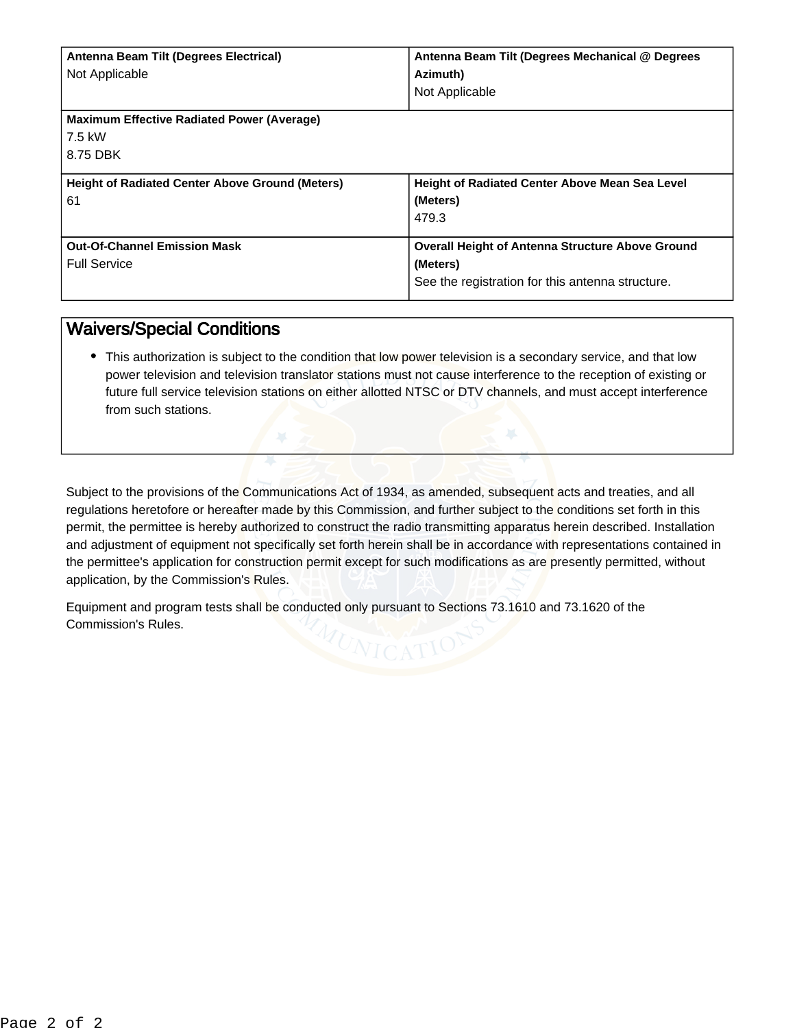| | |
|---|---|
| **Antenna Beam Tilt (Degrees Electrical)**<br>Not Applicable | **Antenna Beam Tilt (Degrees Mechanical @ Degrees Azimuth)**<br>Not Applicable |
| **Maximum Effective Radiated Power (Average)**<br>7.5 kW<br>8.75 DBK | |
| **Height of Radiated Center Above Ground (Meters)**<br>61 | **Height of Radiated Center Above Mean Sea Level (Meters)**<br>479.3 |
| **Out-Of-Channel Emission Mask**<br>Full Service | **Overall Height of Antenna Structure Above Ground (Meters)**<br>See the registration for this antenna structure. |

## Waivers/Special Conditions

- This authorization is subject to the condition that low power television is a secondary service, and that low power television and television translator stations must not cause interference to the reception of existing or future full service television stations on either allotted NTSC or DTV channels, and must accept interference from such stations.

Subject to the provisions of the Communications Act of 1934, as amended, subsequent acts and treaties, and all regulations heretofore or hereafter made by this Commission, and further subject to the conditions set forth in this permit, the permittee is hereby authorized to construct the radio transmitting apparatus herein described. Installation and adjustment of equipment not specifically set forth herein shall be in accordance with representations contained in the permittee's application for construction permit except for such modifications as are presently permitted, without application, by the Commission's Rules.

Equipment and program tests shall be conducted only pursuant to Sections 73.1610 and 73.1620 of the Commission's Rules.